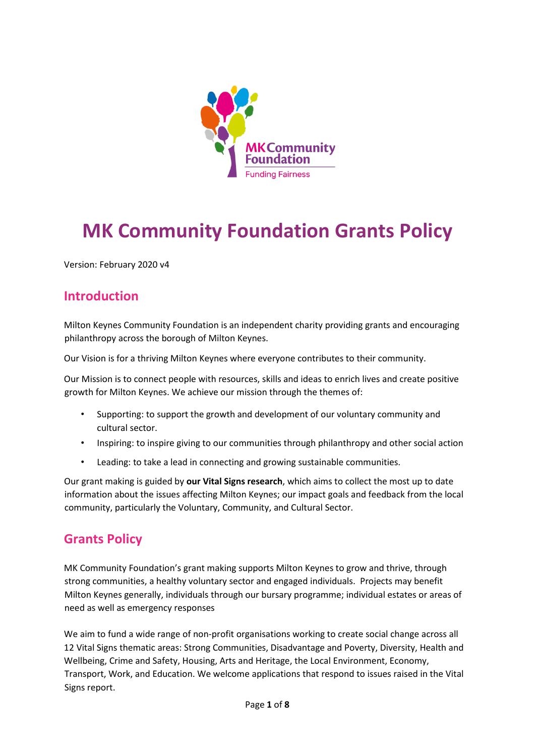# MK Community Foundation Grants Policy

Version: February 2020 v4

## Introduction

Milton Keynes Community Foundation is an independent charity providing grants and encouraging philanthropy across the borough of Milton Keynes.

Our Vision is for a thriving Milton Keynes where everyone contributes to their community.

Our Mission is to connect people with resources, skills and ideas to enrich lives and create positive growth for Milton Keynes. We achieve our mission through the themes of:

- Supporting: to support the growth and development of our voluntary community and cultural sector.
- Inspiring: to inspire giving to our communities through philanthropy and other social action
- Leading: to take a lead in connecting and growing sustainable communities.

Our grant making is guided by **our Vital Signs research**, which aims to collect the most up to date information about the issues affecting Milton Keynes; our impact goals and feedback from the local community, particularly the Voluntary, Community, and Cultural Sector.

## Grants Policy

MK Community Foundation's grant making supports Milton Keynes to grow and thrive, through strong communities, a healthy voluntary sector and engaged individuals. Projects may benefit Milton Keynes generally, individuals through our bursary programme; individual estates or areas of need as well as emergency responses

We aim to fund a wide range of non-profit organisations working to create social change across all 12 Vital Signs thematic areas: Strong Communities, Disadvantage and Poverty, Diversity, Health and Wellbeing, Crime and Safety, Housing, Arts and Heritage, the Local Environment, Economy, Transport, Work, and Education. We welcome applications that respond to issues raised in the Vital Signs report.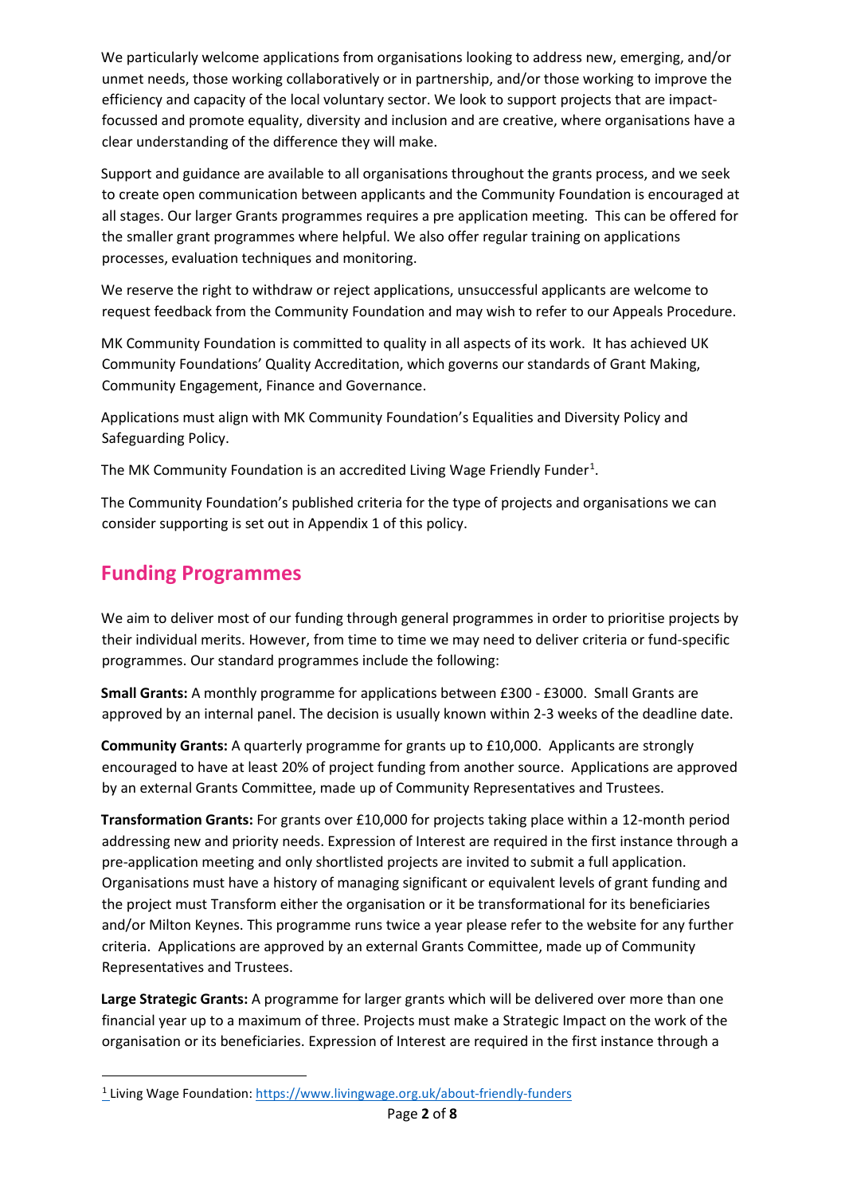We particularly welcome applications from organisations looking to address new, emerging, and/or unmet needs, those working collaboratively or in partnership, and/or those working to improve the efficiency and capacity of the local voluntary sector. We look to support projects that are impact-focussed and promote equality, diversity and inclusion and are creative, where organisations have a clear understanding of the difference they will make.

Support and guidance are available to all organisations throughout the grants process, and we seek to create open communication between applicants and the Community Foundation is encouraged at all stages. Our larger Grants programmes requires a pre application meeting. This can be offered for the smaller grant programmes where helpful. We also offer regular training on applications processes, evaluation techniques and monitoring.

We reserve the right to withdraw or reject applications, unsuccessful applicants are welcome to request feedback from the Community Foundation and may wish to refer to our Appeals Procedure.

MK Community Foundation is committed to quality in all aspects of its work. It has achieved UK Community Foundations' Quality Accreditation, which governs our standards of Grant Making, Community Engagement, Finance and Governance.

Applications must align with MK Community Foundation's Equalities and Diversity Policy and Safeguarding Policy.

The MK Community Foundation is an accredited Living Wage Friendly Funder[1].

The Community Foundation's published criteria for the type of projects and organisations we can consider supporting is set out in Appendix 1 of this policy.

## Funding Programmes

We aim to deliver most of our funding through general programmes in order to prioritise projects by their individual merits. However, from time to time we may need to deliver criteria or fund-specific programmes. Our standard programmes include the following:

**Small Grants:** A monthly programme for applications between £300 - £3000. Small Grants are approved by an internal panel. The decision is usually known within 2-3 weeks of the deadline date.

**Community Grants:** A quarterly programme for grants up to £10,000. Applicants are strongly encouraged to have at least 20% of project funding from another source. Applications are approved by an external Grants Committee, made up of Community Representatives and Trustees.

**Transformation Grants:** For grants over £10,000 for projects taking place within a 12-month period addressing new and priority needs. Expression of Interest are required in the first instance through a pre-application meeting and only shortlisted projects are invited to submit a full application. Organisations must have a history of managing significant or equivalent levels of grant funding and the project must Transform either the organisation or it be transformational for its beneficiaries and/or Milton Keynes. This programme runs twice a year please refer to the website for any further criteria. Applications are approved by an external Grants Committee, made up of Community Representatives and Trustees.

**Large Strategic Grants:** A programme for larger grants which will be delivered over more than one financial year up to a maximum of three. Projects must make a Strategic Impact on the work of the organisation or its beneficiaries. Expression of Interest are required in the first instance through a

---

[1] Living Wage Foundation: https://www.livingwage.org.uk/about-friendly-funders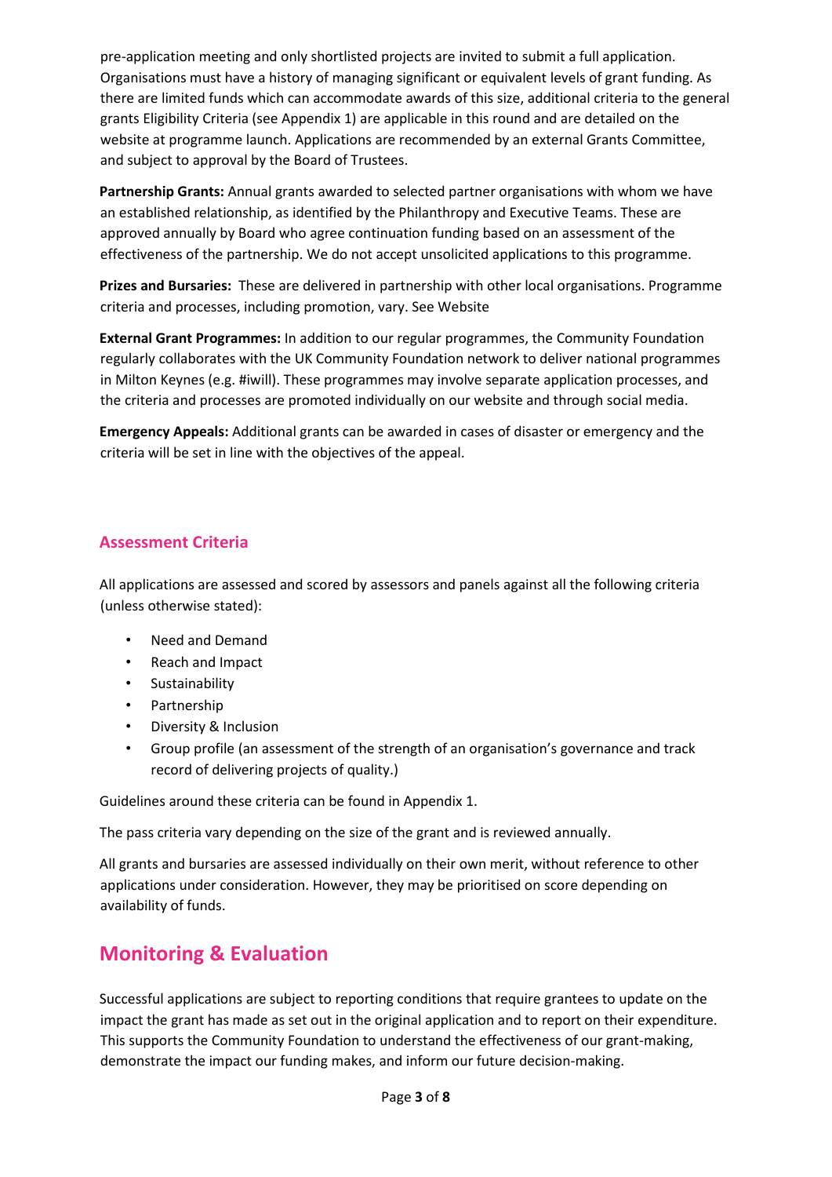pre-application meeting and only shortlisted projects are invited to submit a full application. Organisations must have a history of managing significant or equivalent levels of grant funding. As there are limited funds which can accommodate awards of this size, additional criteria to the general grants Eligibility Criteria (see Appendix 1) are applicable in this round and are detailed on the website at programme launch. Applications are recommended by an external Grants Committee, and subject to approval by the Board of Trustees.

**Partnership Grants:** Annual grants awarded to selected partner organisations with whom we have an established relationship, as identified by the Philanthropy and Executive Teams. These are approved annually by Board who agree continuation funding based on an assessment of the effectiveness of the partnership. We do not accept unsolicited applications to this programme.

**Prizes and Bursaries:** These are delivered in partnership with other local organisations. Programme criteria and processes, including promotion, vary. See Website

**External Grant Programmes:** In addition to our regular programmes, the Community Foundation regularly collaborates with the UK Community Foundation network to deliver national programmes in Milton Keynes (e.g. #iwill). These programmes may involve separate application processes, and the criteria and processes are promoted individually on our website and through social media.

**Emergency Appeals:** Additional grants can be awarded in cases of disaster or emergency and the criteria will be set in line with the objectives of the appeal.

### Assessment Criteria

All applications are assessed and scored by assessors and panels against all the following criteria (unless otherwise stated):

- Need and Demand
- Reach and Impact
- Sustainability
- Partnership
- Diversity & Inclusion
- Group profile (an assessment of the strength of an organisation's governance and track record of delivering projects of quality.)

Guidelines around these criteria can be found in Appendix 1.

The pass criteria vary depending on the size of the grant and is reviewed annually.

All grants and bursaries are assessed individually on their own merit, without reference to other applications under consideration. However, they may be prioritised on score depending on availability of funds.

## Monitoring & Evaluation

Successful applications are subject to reporting conditions that require grantees to update on the impact the grant has made as set out in the original application and to report on their expenditure. This supports the Community Foundation to understand the effectiveness of our grant-making, demonstrate the impact our funding makes, and inform our future decision-making.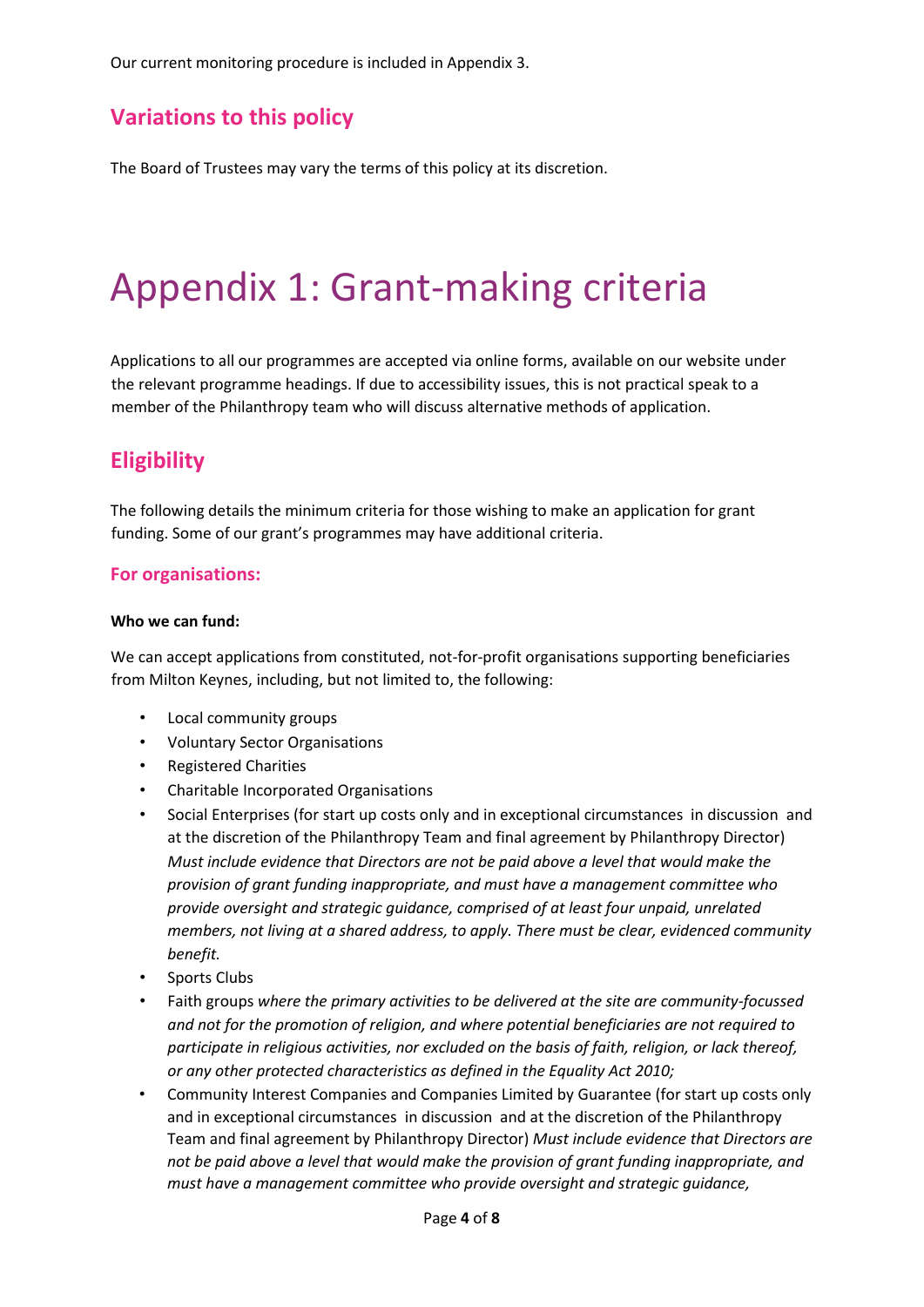Our current monitoring procedure is included in Appendix 3.

## Variations to this policy

The Board of Trustees may vary the terms of this policy at its discretion.

# Appendix 1: Grant-making criteria

Applications to all our programmes are accepted via online forms, available on our website under the relevant programme headings. If due to accessibility issues, this is not practical speak to a member of the Philanthropy team who will discuss alternative methods of application.

## Eligibility

The following details the minimum criteria for those wishing to make an application for grant funding. Some of our grant's programmes may have additional criteria.

### For organisations:

**Who we can fund:**

We can accept applications from constituted, not-for-profit organisations supporting beneficiaries from Milton Keynes, including, but not limited to, the following:

- Local community groups
- Voluntary Sector Organisations
- Registered Charities
- Charitable Incorporated Organisations
- Social Enterprises (for start up costs only and in exceptional circumstances in discussion and at the discretion of the Philanthropy Team and final agreement by Philanthropy Director) *Must include evidence that Directors are not be paid above a level that would make the provision of grant funding inappropriate, and must have a management committee who provide oversight and strategic guidance, comprised of at least four unpaid, unrelated members, not living at a shared address, to apply. There must be clear, evidenced community benefit.*
- Sports Clubs
- Faith groups *where the primary activities to be delivered at the site are community-focussed and not for the promotion of religion, and where potential beneficiaries are not required to participate in religious activities, nor excluded on the basis of faith, religion, or lack thereof, or any other protected characteristics as defined in the Equality Act 2010;*
- Community Interest Companies and Companies Limited by Guarantee (for start up costs only and in exceptional circumstances in discussion and at the discretion of the Philanthropy Team and final agreement by Philanthropy Director) *Must include evidence that Directors are not be paid above a level that would make the provision of grant funding inappropriate, and must have a management committee who provide oversight and strategic guidance,*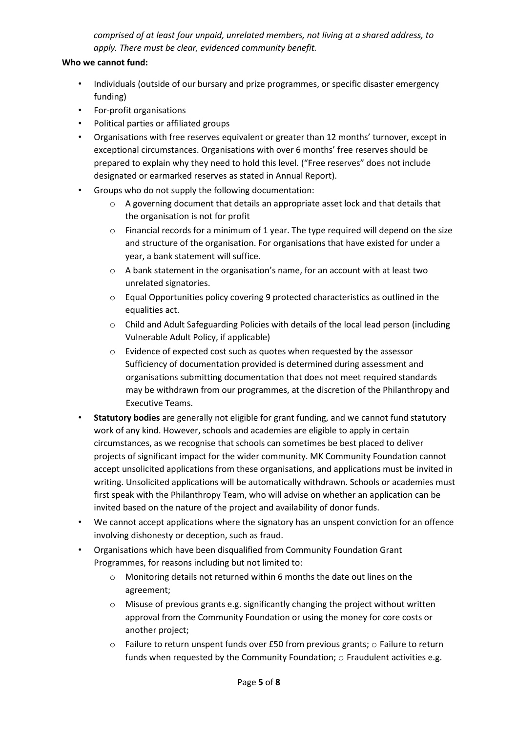*comprised of at least four unpaid, unrelated members, not living at a shared address, to apply. There must be clear, evidenced community benefit.*

**Who we cannot fund:**

- Individuals (outside of our bursary and prize programmes, or specific disaster emergency funding)
- For-profit organisations
- Political parties or affiliated groups
- Organisations with free reserves equivalent or greater than 12 months' turnover, except in exceptional circumstances. Organisations with over 6 months' free reserves should be prepared to explain why they need to hold this level. ("Free reserves" does not include designated or earmarked reserves as stated in Annual Report).
- Groups who do not supply the following documentation:
    - A governing document that details an appropriate asset lock and that details that the organisation is not for profit
    - Financial records for a minimum of 1 year. The type required will depend on the size and structure of the organisation. For organisations that have existed for under a year, a bank statement will suffice.
    - A bank statement in the organisation's name, for an account with at least two unrelated signatories.
    - Equal Opportunities policy covering 9 protected characteristics as outlined in the equalities act.
    - Child and Adult Safeguarding Policies with details of the local lead person (including Vulnerable Adult Policy, if applicable)
    - Evidence of expected cost such as quotes when requested by the assessor
      Sufficiency of documentation provided is determined during assessment and organisations submitting documentation that does not meet required standards may be withdrawn from our programmes, at the discretion of the Philanthropy and Executive Teams.
- **Statutory bodies** are generally not eligible for grant funding, and we cannot fund statutory work of any kind. However, schools and academies are eligible to apply in certain circumstances, as we recognise that schools can sometimes be best placed to deliver projects of significant impact for the wider community. MK Community Foundation cannot accept unsolicited applications from these organisations, and applications must be invited in writing. Unsolicited applications will be automatically withdrawn. Schools or academies must first speak with the Philanthropy Team, who will advise on whether an application can be invited based on the nature of the project and availability of donor funds.
- We cannot accept applications where the signatory has an unspent conviction for an offence involving dishonesty or deception, such as fraud.
- Organisations which have been disqualified from Community Foundation Grant Programmes, for reasons including but not limited to:
    - Monitoring details not returned within 6 months the date out lines on the agreement;
    - Misuse of previous grants e.g. significantly changing the project without written approval from the Community Foundation or using the money for core costs or another project;
    - Failure to return unspent funds over £50 from previous grants; o Failure to return funds when requested by the Community Foundation; o Fraudulent activities e.g.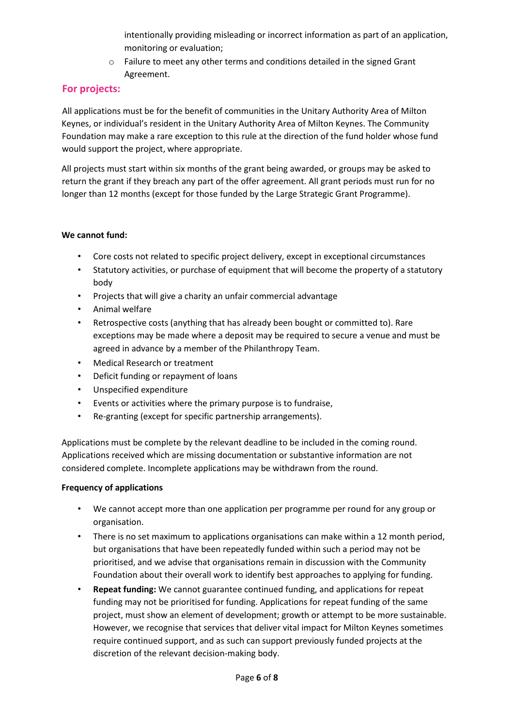intentionally providing misleading or incorrect information as part of an application, monitoring or evaluation;
  - Failure to meet any other terms and conditions detailed in the signed Grant Agreement.

## For projects:

All applications must be for the benefit of communities in the Unitary Authority Area of Milton Keynes, or individual's resident in the Unitary Authority Area of Milton Keynes. The Community Foundation may make a rare exception to this rule at the direction of the fund holder whose fund would support the project, where appropriate.

All projects must start within six months of the grant being awarded, or groups may be asked to return the grant if they breach any part of the offer agreement. All grant periods must run for no longer than 12 months (except for those funded by the Large Strategic Grant Programme).

**We cannot fund:**

- Core costs not related to specific project delivery, except in exceptional circumstances
- Statutory activities, or purchase of equipment that will become the property of a statutory body
- Projects that will give a charity an unfair commercial advantage
- Animal welfare
- Retrospective costs (anything that has already been bought or committed to). Rare exceptions may be made where a deposit may be required to secure a venue and must be agreed in advance by a member of the Philanthropy Team.
- Medical Research or treatment
- Deficit funding or repayment of loans
- Unspecified expenditure
- Events or activities where the primary purpose is to fundraise,
- Re-granting (except for specific partnership arrangements).

Applications must be complete by the relevant deadline to be included in the coming round. Applications received which are missing documentation or substantive information are not considered complete. Incomplete applications may be withdrawn from the round.

**Frequency of applications**

- We cannot accept more than one application per programme per round for any group or organisation.
- There is no set maximum to applications organisations can make within a 12 month period, but organisations that have been repeatedly funded within such a period may not be prioritised, and we advise that organisations remain in discussion with the Community Foundation about their overall work to identify best approaches to applying for funding.
- **Repeat funding:** We cannot guarantee continued funding, and applications for repeat funding may not be prioritised for funding. Applications for repeat funding of the same project, must show an element of development; growth or attempt to be more sustainable. However, we recognise that services that deliver vital impact for Milton Keynes sometimes require continued support, and as such can support previously funded projects at the discretion of the relevant decision-making body.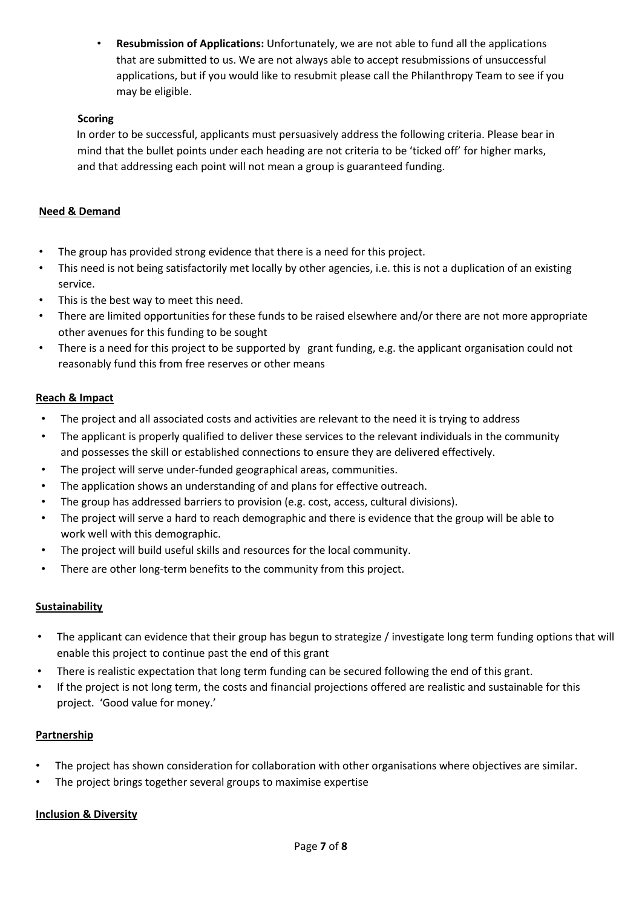- **Resubmission of Applications:** Unfortunately, we are not able to fund all the applications that are submitted to us. We are not always able to accept resubmissions of unsuccessful applications, but if you would like to resubmit please call the Philanthropy Team to see if you may be eligible.

**Scoring**

In order to be successful, applicants must persuasively address the following criteria. Please bear in mind that the bullet points under each heading are not criteria to be 'ticked off' for higher marks, and that addressing each point will not mean a group is guaranteed funding.

**Need & Demand**

- The group has provided strong evidence that there is a need for this project.
- This need is not being satisfactorily met locally by other agencies, i.e. this is not a duplication of an existing service.
- This is the best way to meet this need.
- There are limited opportunities for these funds to be raised elsewhere and/or there are not more appropriate other avenues for this funding to be sought
- There is a need for this project to be supported by grant funding, e.g. the applicant organisation could not reasonably fund this from free reserves or other means

**Reach & Impact**

- The project and all associated costs and activities are relevant to the need it is trying to address
- The applicant is properly qualified to deliver these services to the relevant individuals in the community and possesses the skill or established connections to ensure they are delivered effectively.
- The project will serve under-funded geographical areas, communities.
- The application shows an understanding of and plans for effective outreach.
- The group has addressed barriers to provision (e.g. cost, access, cultural divisions).
- The project will serve a hard to reach demographic and there is evidence that the group will be able to work well with this demographic.
- The project will build useful skills and resources for the local community.
- There are other long-term benefits to the community from this project.

**Sustainability**

- The applicant can evidence that their group has begun to strategize / investigate long term funding options that will enable this project to continue past the end of this grant
- There is realistic expectation that long term funding can be secured following the end of this grant.
- If the project is not long term, the costs and financial projections offered are realistic and sustainable for this project. 'Good value for money.'

**Partnership**

- The project has shown consideration for collaboration with other organisations where objectives are similar.
- The project brings together several groups to maximise expertise

**Inclusion & Diversity**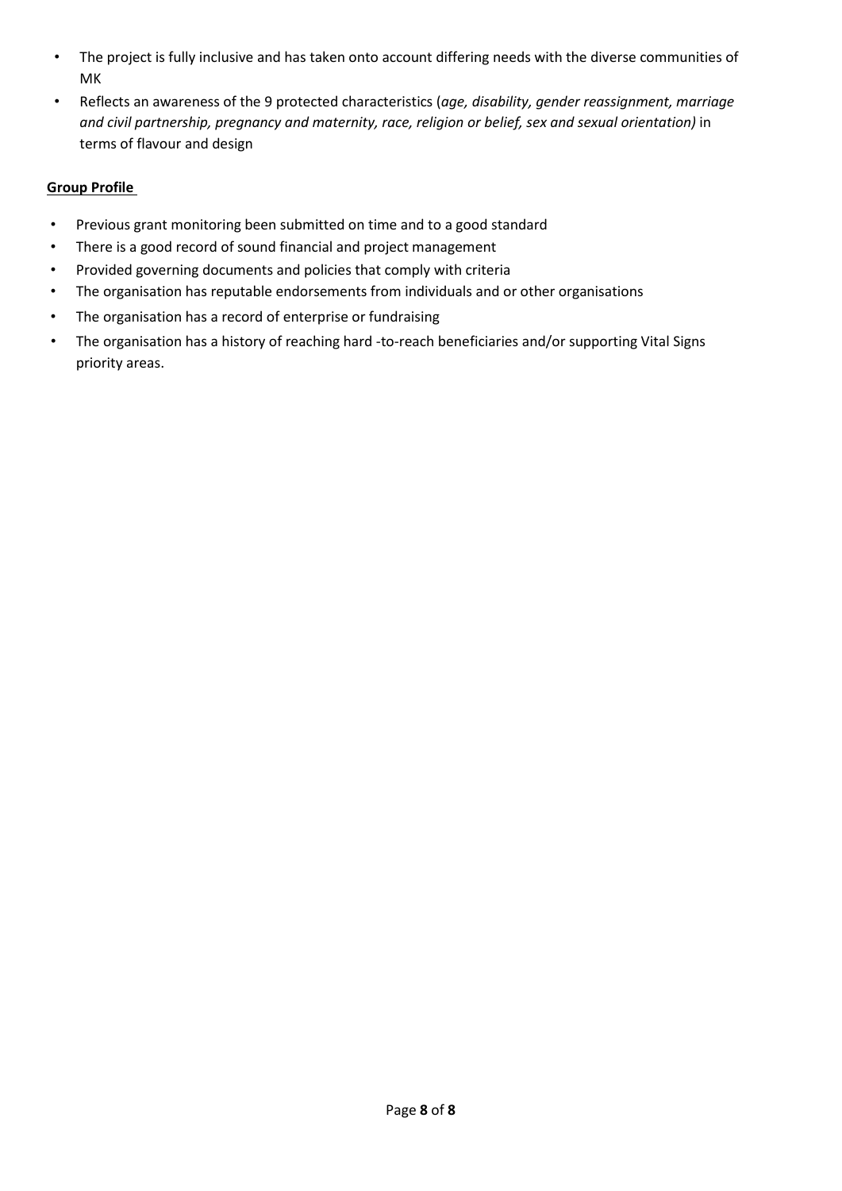- The project is fully inclusive and has taken onto account differing needs with the diverse communities of MK
- Reflects an awareness of the 9 protected characteristics (*age, disability, gender reassignment, marriage and civil partnership, pregnancy and maternity, race, religion or belief, sex and sexual orientation)* in terms of flavour and design

**Group Profile**

- Previous grant monitoring been submitted on time and to a good standard
- There is a good record of sound financial and project management
- Provided governing documents and policies that comply with criteria
- The organisation has reputable endorsements from individuals and or other organisations
- The organisation has a record of enterprise or fundraising
- The organisation has a history of reaching hard -to-reach beneficiaries and/or supporting Vital Signs priority areas.